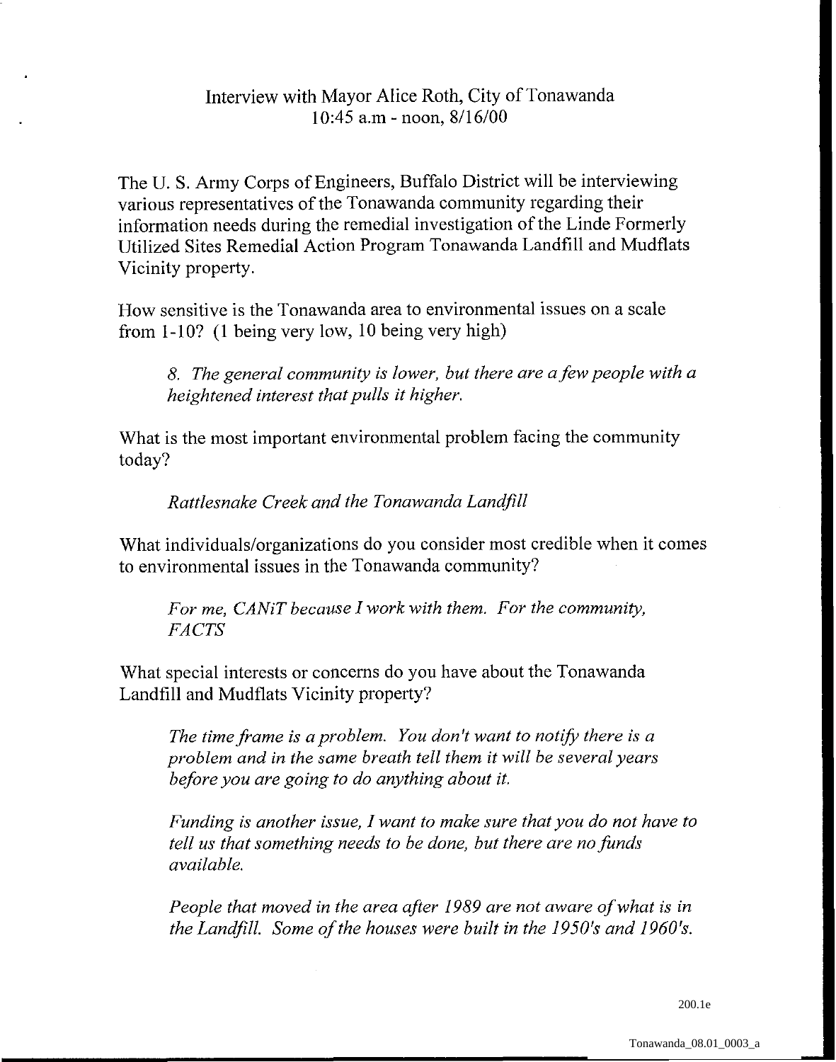# Interview with Mayor Alice Roth, City of Tonawanda
10:45 a.m - noon, 8/16/00

The U. S. Army Corps of Engineers, Buffalo District will be interviewing various representatives of the Tonawanda community regarding their information needs during the remedial investigation of the Linde Formerly Utilized Sites Remedial Action Program Tonawanda Landfill and Mudflats Vicinity property.

How sensitive is the Tonawanda area to environmental issues on a scale from 1-10? (1 being very low, 10 being very high)

> *8. The general community is lower, but there are a few people with a heightened interest that pulls it higher.*

What is the most important environmental problem facing the community today?

> *Rattlesnake Creek and the Tonawanda Landfill*

What individuals/organizations do you consider most credible when it comes to environmental issues in the Tonawanda community?

> *For me, CANiT because I work with them. For the community, FACTS*

What special interests or concerns do you have about the Tonawanda Landfill and Mudflats Vicinity property?

> *The time frame is a problem. You don't want to notify there is a problem and in the same breath tell them it will be several years before you are going to do anything about it.*
>
> *Funding is another issue, I want to make sure that you do not have to tell us that something needs to be done, but there are no funds available.*
>
> *People that moved in the area after 1989 are not aware of what is in the Landfill. Some of the houses were built in the 1950's and 1960's.*

200.1e

Tonawanda_08.01_0003_a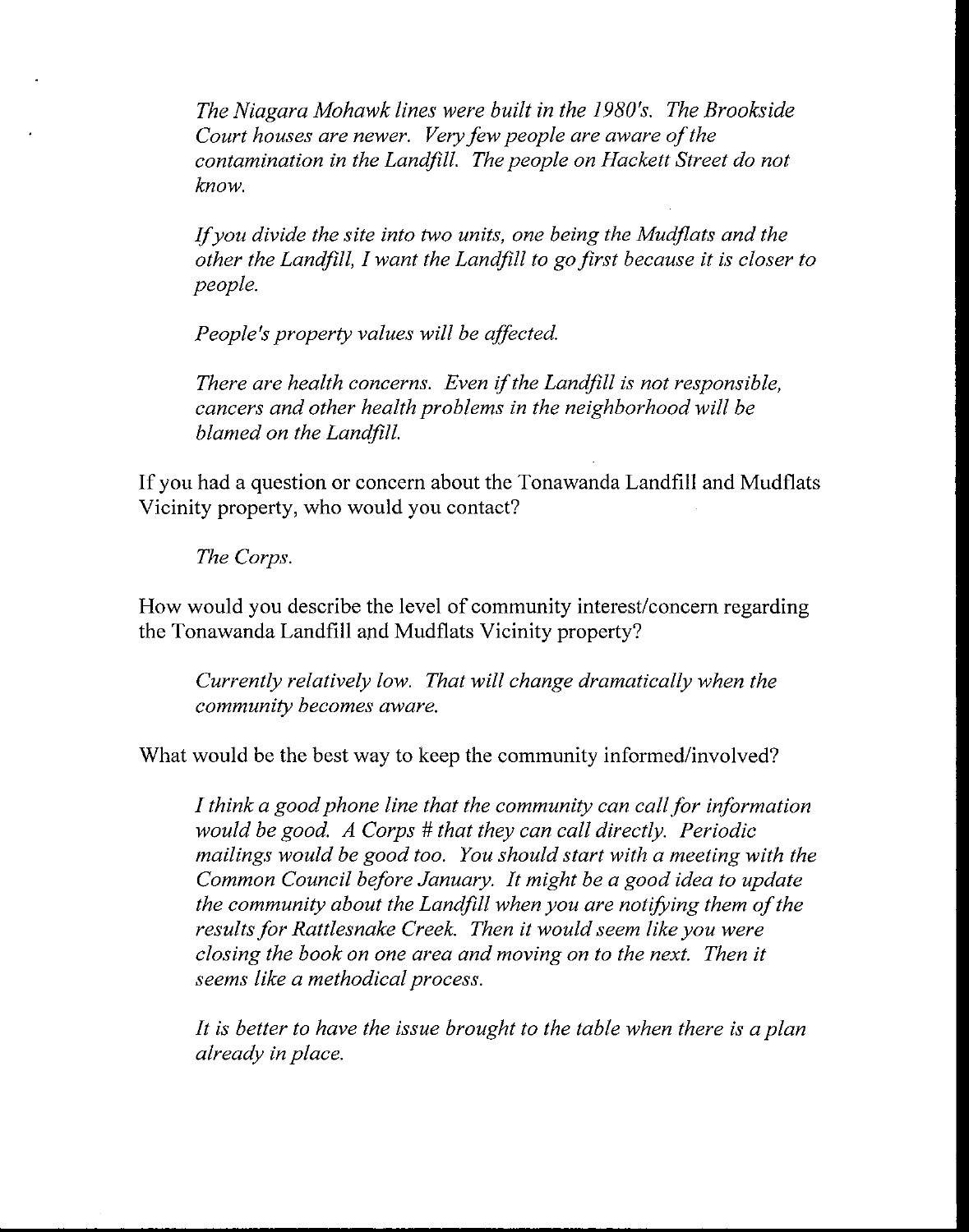*The Niagara Mohawk lines were built in the 1980's. The Brookside Court houses are newer. Very few people are aware of the contamination in the Landfill. The people on Hackett Street do not know.*

*If you divide the site into two units, one being the Mudflats and the other the Landfill, I want the Landfill to go first because it is closer to people.*

*People's property values will be affected.*

*There are health concerns. Even if the Landfill is not responsible, cancers and other health problems in the neighborhood will be blamed on the Landfill.*

If you had a question or concern about the Tonawanda Landfill and Mudflats Vicinity property, who would you contact?

*The Corps.*

How would you describe the level of community interest/concern regarding the Tonawanda Landfill and Mudflats Vicinity property?

*Currently relatively low. That will change dramatically when the community becomes aware.*

What would be the best way to keep the community informed/involved?

*I think a good phone line that the community can call for information would be good. A Corps # that they can call directly. Periodic mailings would be good too. You should start with a meeting with the Common Council before January. It might be a good idea to update the community about the Landfill when you are notifying them of the results for Rattlesnake Creek. Then it would seem like you were closing the book on one area and moving on to the next. Then it seems like a methodical process.*

*It is better to have the issue brought to the table when there is a plan already in place.*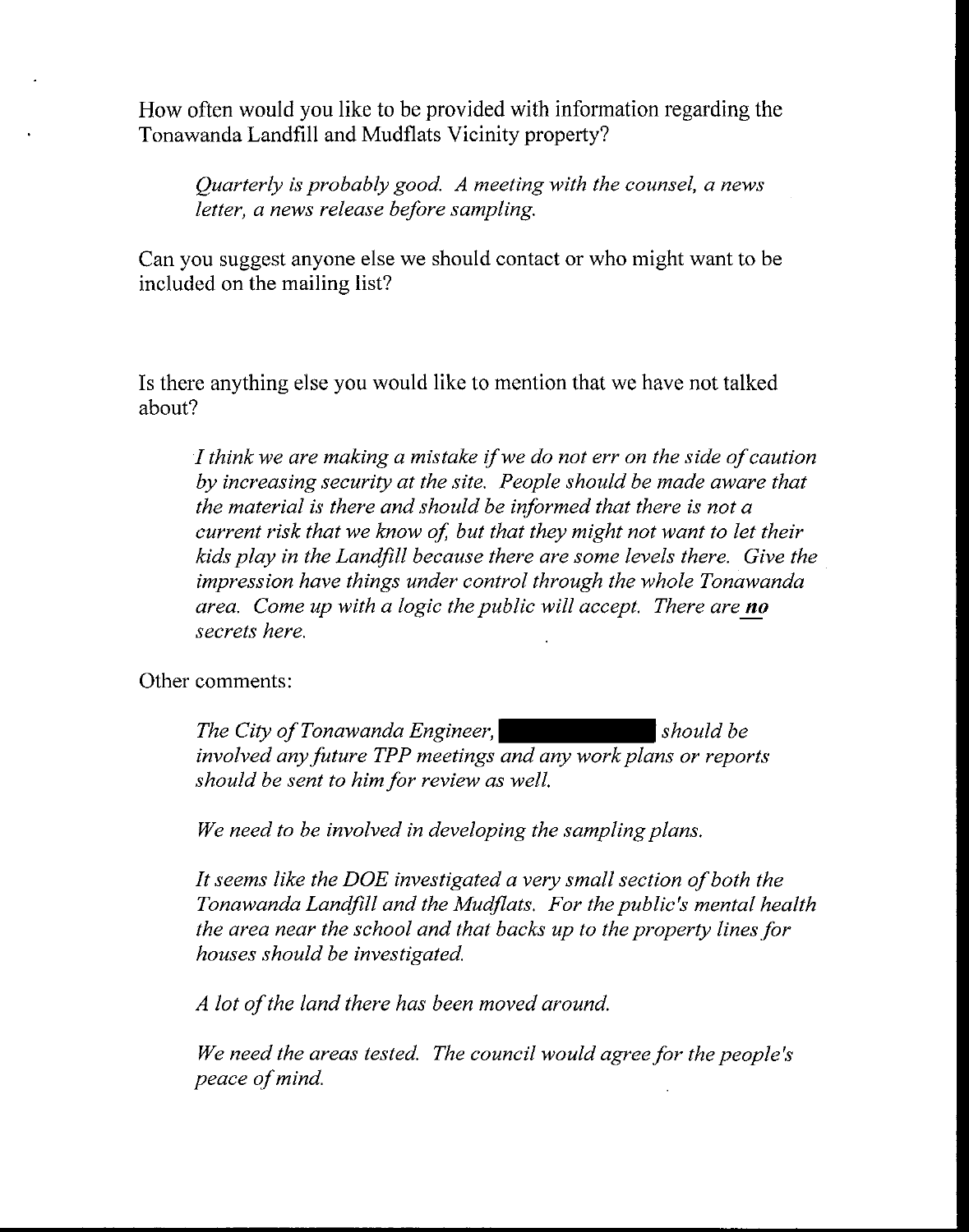How often would you like to be provided with information regarding the Tonawanda Landfill and Mudflats Vicinity property?

> *Quarterly is probably good. A meeting with the counsel, a news letter, a news release before sampling.*

Can you suggest anyone else we should contact or who might want to be included on the mailing list?

Is there anything else you would like to mention that we have not talked about?

> *I think we are making a mistake if we do not err on the side of caution by increasing security at the site. People should be made aware that the material is there and should be informed that there is not a current risk that we know of, but that they might not want to let their kids play in the Landfill because there are some levels there. Give the impression have things under control through the whole Tonawanda area. Come up with a logic the public will accept. There are* ***no*** *secrets here.*

Other comments:

> *The City of Tonawanda Engineer, ██████████ should be involved any future TPP meetings and any work plans or reports should be sent to him for review as well.*
>
> *We need to be involved in developing the sampling plans.*
>
> *It seems like the DOE investigated a very small section of both the Tonawanda Landfill and the Mudflats. For the public's mental health the area near the school and that backs up to the property lines for houses should be investigated.*
>
> *A lot of the land there has been moved around.*
>
> *We need the areas tested. The council would agree for the people's peace of mind.*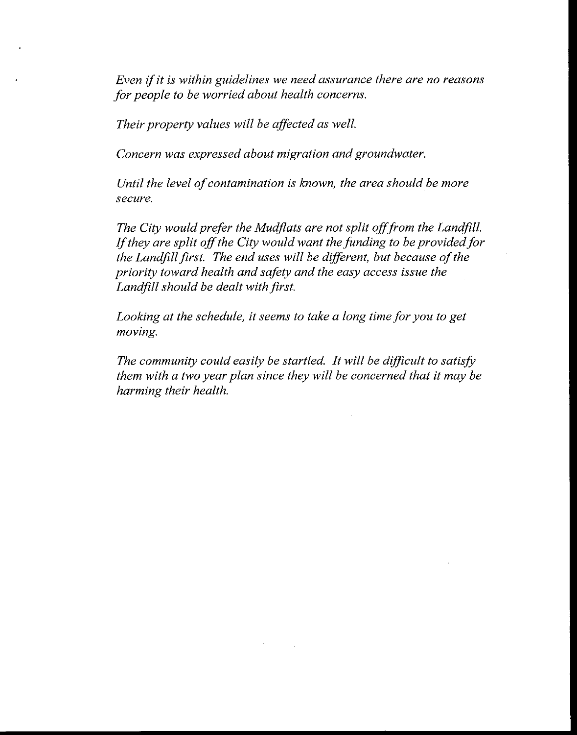*Even if it is within guidelines we need assurance there are no reasons for people to be worried about health concerns.*

*Their property values will be affected as well.*

*Concern was expressed about migration and groundwater.*

*Until the level of contamination is known, the area should be more secure.*

*The City would prefer the Mudflats are not split off from the Landfill. If they are split off the City would want the funding to be provided for the Landfill first. The end uses will be different, but because of the priority toward health and safety and the easy access issue the Landfill should be dealt with first.*

*Looking at the schedule, it seems to take a long time for you to get moving.*

*The community could easily be startled. It will be difficult to satisfy them with a two year plan since they will be concerned that it may be harming their health.*